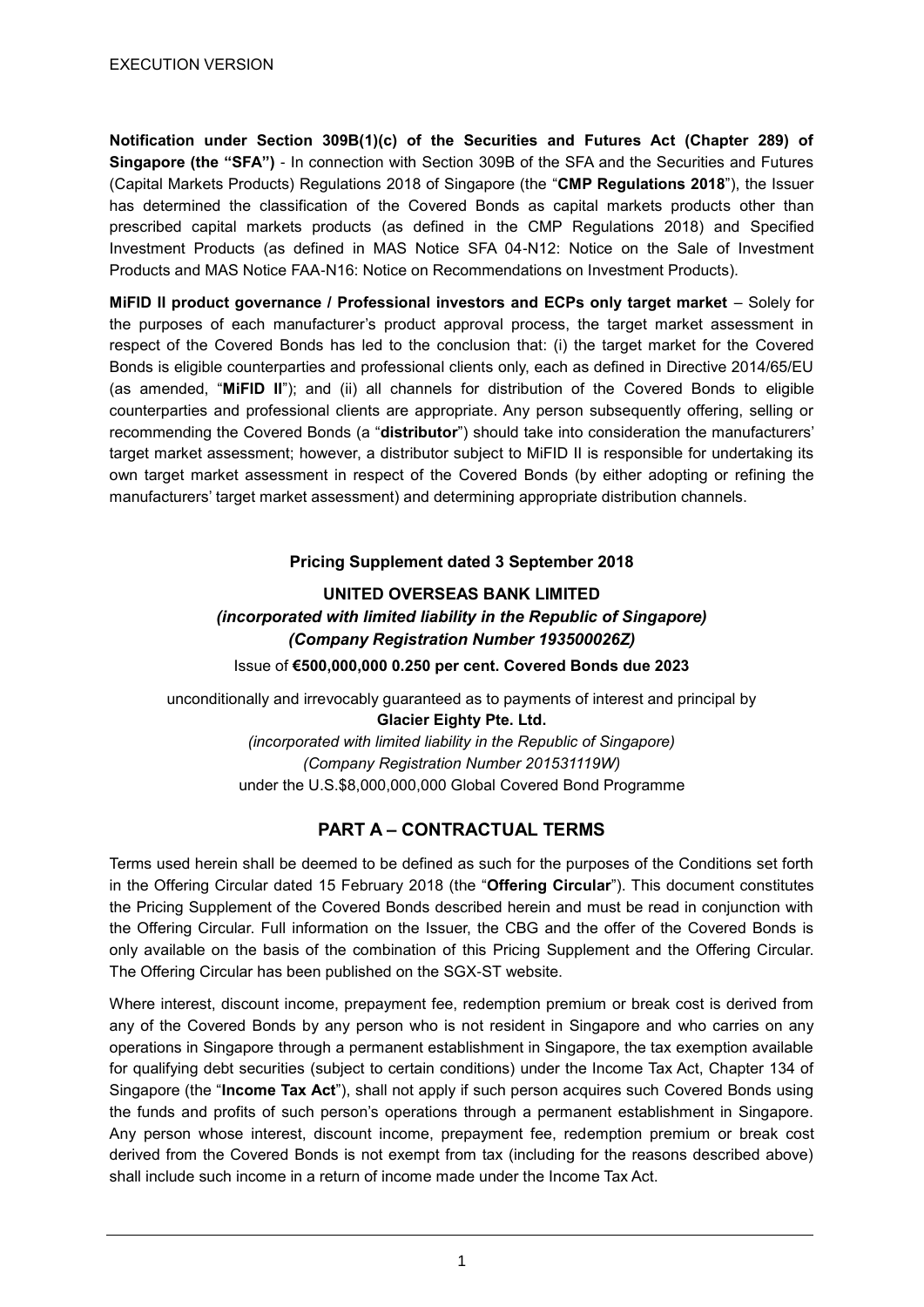EXECUTION VERSION

**Notification under Section 309B(1)(c) of the Securities and Futures Act (Chapter 289) of Singapore (the "SFA")** - In connection with Section 309B of the SFA and the Securities and Futures (Capital Markets Products) Regulations 2018 of Singapore (the "**CMP Regulations 2018**"), the Issuer has determined the classification of the Covered Bonds as capital markets products other than prescribed capital markets products (as defined in the CMP Regulations 2018) and Specified Investment Products (as defined in MAS Notice SFA 04-N12: Notice on the Sale of Investment Products and MAS Notice FAA-N16: Notice on Recommendations on Investment Products).

**MiFID II product governance / Professional investors and ECPs only target market** – Solely for the purposes of each manufacturer's product approval process, the target market assessment in respect of the Covered Bonds has led to the conclusion that: (i) the target market for the Covered Bonds is eligible counterparties and professional clients only, each as defined in Directive 2014/65/EU (as amended, "**MiFID II**"); and (ii) all channels for distribution of the Covered Bonds to eligible counterparties and professional clients are appropriate. Any person subsequently offering, selling or recommending the Covered Bonds (a "**distributor**") should take into consideration the manufacturers' target market assessment; however, a distributor subject to MiFID II is responsible for undertaking its own target market assessment in respect of the Covered Bonds (by either adopting or refining the manufacturers' target market assessment) and determining appropriate distribution channels.

**Pricing Supplement dated 3 September 2018**

**UNITED OVERSEAS BANK LIMITED**
***(incorporated with limited liability in the Republic of Singapore)***
***(Company Registration Number 193500026Z)***

Issue of **€500,000,000 0.250 per cent. Covered Bonds due 2023**

unconditionally and irrevocably guaranteed as to payments of interest and principal by
**Glacier Eighty Pte. Ltd.**
*(incorporated with limited liability in the Republic of Singapore)*
*(Company Registration Number 201531119W)*
under the U.S.$8,000,000,000 Global Covered Bond Programme

## PART A – CONTRACTUAL TERMS

Terms used herein shall be deemed to be defined as such for the purposes of the Conditions set forth in the Offering Circular dated 15 February 2018 (the "**Offering Circular**"). This document constitutes the Pricing Supplement of the Covered Bonds described herein and must be read in conjunction with the Offering Circular. Full information on the Issuer, the CBG and the offer of the Covered Bonds is only available on the basis of the combination of this Pricing Supplement and the Offering Circular. The Offering Circular has been published on the SGX-ST website.

Where interest, discount income, prepayment fee, redemption premium or break cost is derived from any of the Covered Bonds by any person who is not resident in Singapore and who carries on any operations in Singapore through a permanent establishment in Singapore, the tax exemption available for qualifying debt securities (subject to certain conditions) under the Income Tax Act, Chapter 134 of Singapore (the "**Income Tax Act**"), shall not apply if such person acquires such Covered Bonds using the funds and profits of such person's operations through a permanent establishment in Singapore. Any person whose interest, discount income, prepayment fee, redemption premium or break cost derived from the Covered Bonds is not exempt from tax (including for the reasons described above) shall include such income in a return of income made under the Income Tax Act.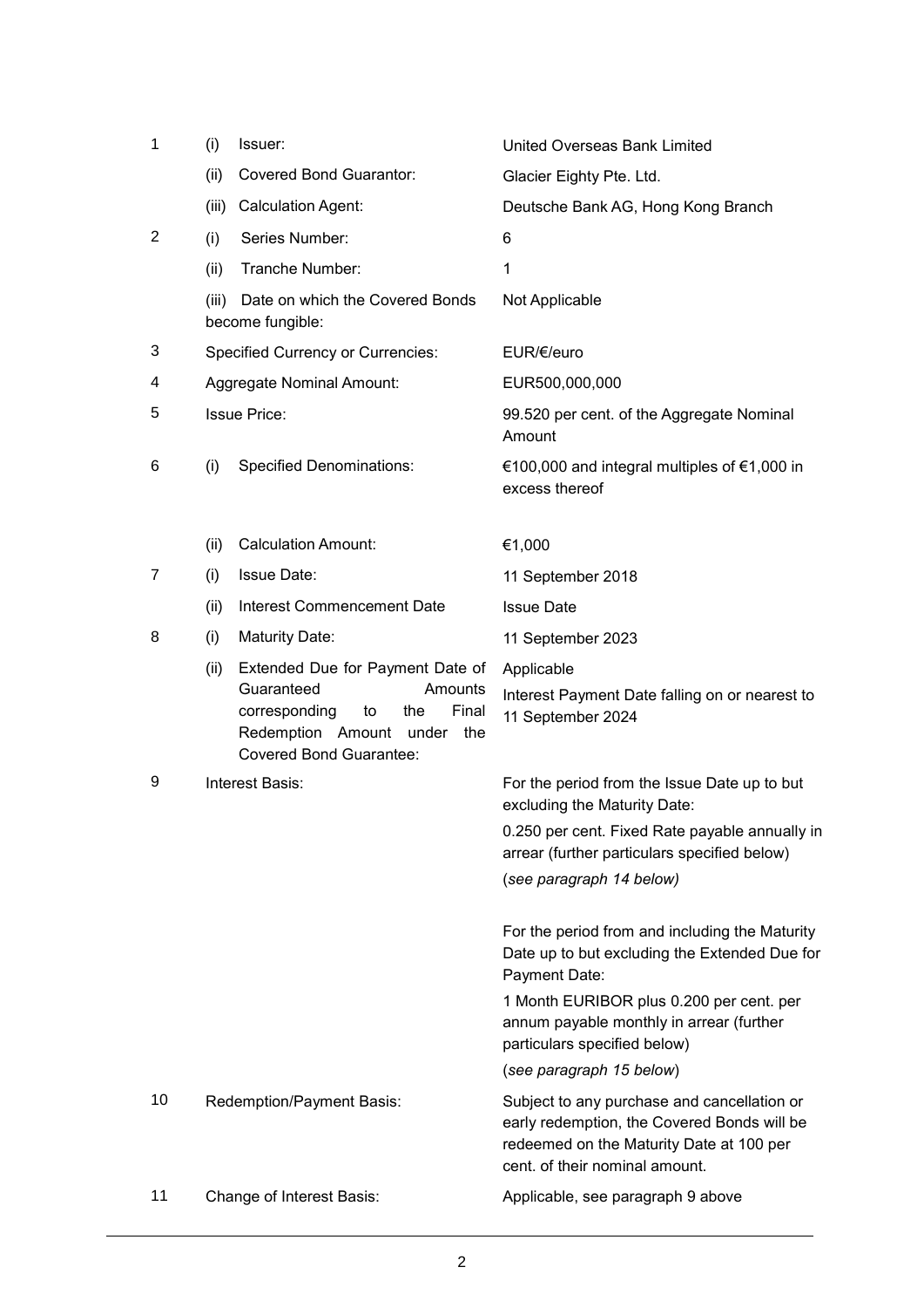| | | | |
|---|---|---|---|
| 1 | (i) | Issuer: | United Overseas Bank Limited |
| | (ii) | Covered Bond Guarantor: | Glacier Eighty Pte. Ltd. |
| | (iii) | Calculation Agent: | Deutsche Bank AG, Hong Kong Branch |
| 2 | (i) | Series Number: | 6 |
| | (ii) | Tranche Number: | 1 |
| | (iii) | Date on which the Covered Bonds become fungible: | Not Applicable |
| 3 | | Specified Currency or Currencies: | EUR/€/euro |
| 4 | | Aggregate Nominal Amount: | EUR500,000,000 |
| 5 | | Issue Price: | 99.520 per cent. of the Aggregate Nominal Amount |
| 6 | (i) | Specified Denominations: | €100,000 and integral multiples of €1,000 in excess thereof |
| | (ii) | Calculation Amount: | €1,000 |
| 7 | (i) | Issue Date: | 11 September 2018 |
| | (ii) | Interest Commencement Date | Issue Date |
| 8 | (i) | Maturity Date: | 11 September 2023 |
| | (ii) | Extended Due for Payment Date of Guaranteed Amounts corresponding to the Final Redemption Amount under the Covered Bond Guarantee: | Applicable<br><br>Interest Payment Date falling on or nearest to 11 September 2024 |
| 9 | | Interest Basis: | For the period from the Issue Date up to but excluding the Maturity Date:<br><br>0.250 per cent. Fixed Rate payable annually in arrear (further particulars specified below)<br><br>(*see paragraph 14 below)*<br><br>For the period from and including the Maturity Date up to but excluding the Extended Due for Payment Date:<br><br>1 Month EURIBOR plus 0.200 per cent. per annum payable monthly in arrear (further particulars specified below)<br><br>(*see paragraph 15 below*) |
| 10 | | Redemption/Payment Basis: | Subject to any purchase and cancellation or early redemption, the Covered Bonds will be redeemed on the Maturity Date at 100 per cent. of their nominal amount. |
| 11 | | Change of Interest Basis: | Applicable, see paragraph 9 above |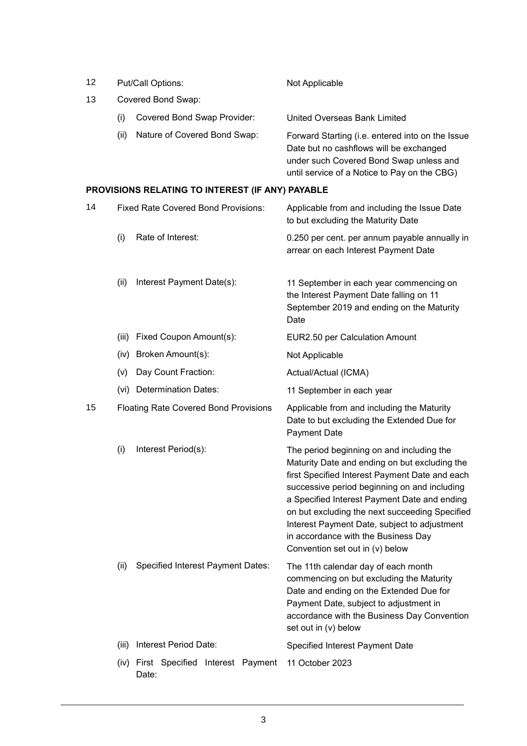| | | | |
|---|---|---|---|
| 12 | Put/Call Options: | | Not Applicable |
| 13 | Covered Bond Swap: | | |
| | (i) | Covered Bond Swap Provider: | United Overseas Bank Limited |
| | (ii) | Nature of Covered Bond Swap: | Forward Starting (i.e. entered into on the Issue Date but no cashflows will be exchanged under such Covered Bond Swap unless and until service of a Notice to Pay on the CBG) |

**PROVISIONS RELATING TO INTEREST (IF ANY) PAYABLE**

| | | | |
|---|---|---|---|
| 14 | Fixed Rate Covered Bond Provisions: | | Applicable from and including the Issue Date to but excluding the Maturity Date |
| | (i) | Rate of Interest: | 0.250 per cent. per annum payable annually in arrear on each Interest Payment Date |
| | (ii) | Interest Payment Date(s): | 11 September in each year commencing on the Interest Payment Date falling on 11 September 2019 and ending on the Maturity Date |
| | (iii) | Fixed Coupon Amount(s): | EUR2.50 per Calculation Amount |
| | (iv) | Broken Amount(s): | Not Applicable |
| | (v) | Day Count Fraction: | Actual/Actual (ICMA) |
| | (vi) | Determination Dates: | 11 September in each year |
| 15 | Floating Rate Covered Bond Provisions | | Applicable from and including the Maturity Date to but excluding the Extended Due for Payment Date |
| | (i) | Interest Period(s): | The period beginning on and including the Maturity Date and ending on but excluding the first Specified Interest Payment Date and each successive period beginning on and including a Specified Interest Payment Date and ending on but excluding the next succeeding Specified Interest Payment Date, subject to adjustment in accordance with the Business Day Convention set out in (v) below |
| | (ii) | Specified Interest Payment Dates: | The 11th calendar day of each month commencing on but excluding the Maturity Date and ending on the Extended Due for Payment Date, subject to adjustment in accordance with the Business Day Convention set out in (v) below |
| | (iii) | Interest Period Date: | Specified Interest Payment Date |
| | (iv) | First Specified Interest Payment Date: | 11 October 2023 |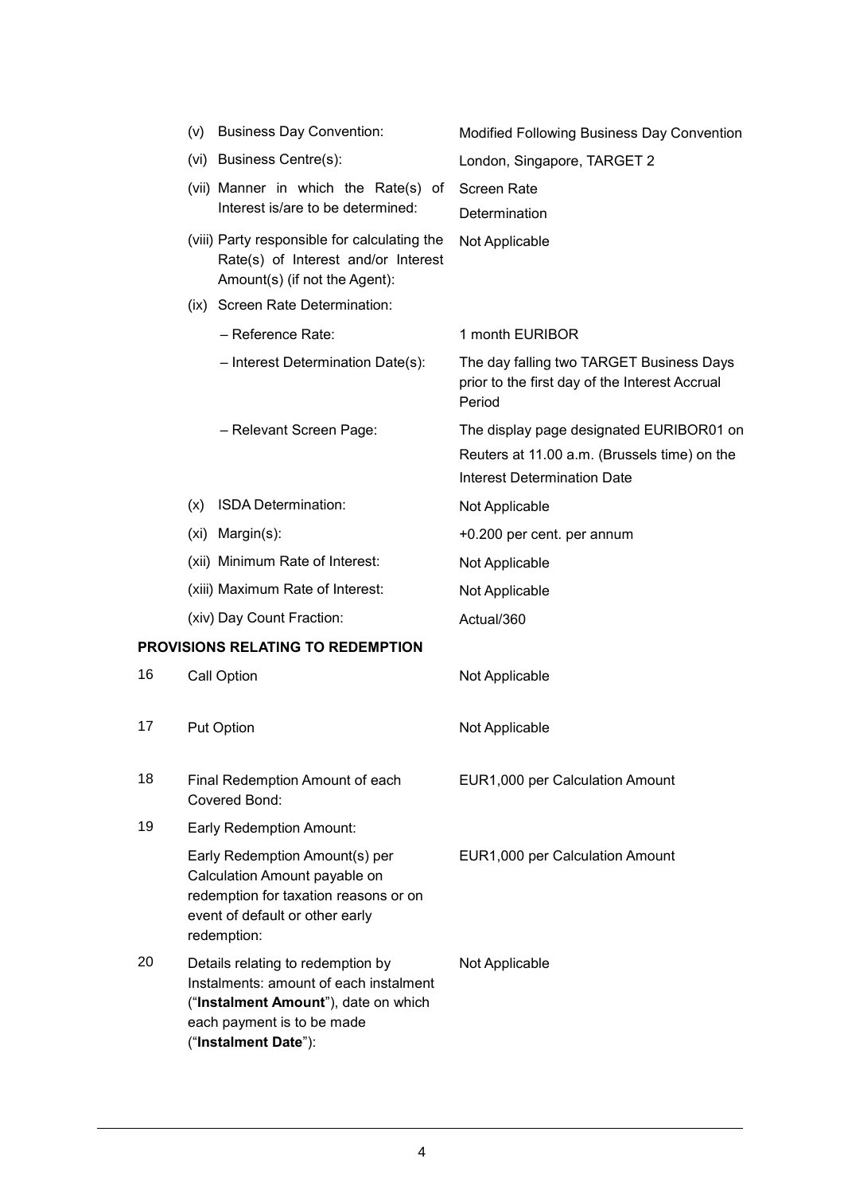| | | |
|---|---|---|
| | (v) Business Day Convention: | Modified Following Business Day Convention |
| | (vi) Business Centre(s): | London, Singapore, TARGET 2 |
| | (vii) Manner in which the Rate(s) of Interest is/are to be determined: | Screen Rate Determination |
| | (viii) Party responsible for calculating the Rate(s) of Interest and/or Interest Amount(s) (if not the Agent): | Not Applicable |
| | (ix) Screen Rate Determination: | |
| | – Reference Rate: | 1 month EURIBOR |
| | – Interest Determination Date(s): | The day falling two TARGET Business Days prior to the first day of the Interest Accrual Period |
| | – Relevant Screen Page: | The display page designated EURIBOR01 on Reuters at 11.00 a.m. (Brussels time) on the Interest Determination Date |
| | (x) ISDA Determination: | Not Applicable |
| | (xi) Margin(s): | +0.200 per cent. per annum |
| | (xii) Minimum Rate of Interest: | Not Applicable |
| | (xiii) Maximum Rate of Interest: | Not Applicable |
| | (xiv) Day Count Fraction: | Actual/360 |

**PROVISIONS RELATING TO REDEMPTION**

| | | |
|---|---|---|
| 16 | Call Option | Not Applicable |
| 17 | Put Option | Not Applicable |
| 18 | Final Redemption Amount of each Covered Bond: | EUR1,000 per Calculation Amount |
| 19 | Early Redemption Amount: | |
| | Early Redemption Amount(s) per Calculation Amount payable on redemption for taxation reasons or on event of default or other early redemption: | EUR1,000 per Calculation Amount |
| 20 | Details relating to redemption by Instalments: amount of each instalment ("**Instalment Amount**"), date on which each payment is to be made ("**Instalment Date**"): | Not Applicable |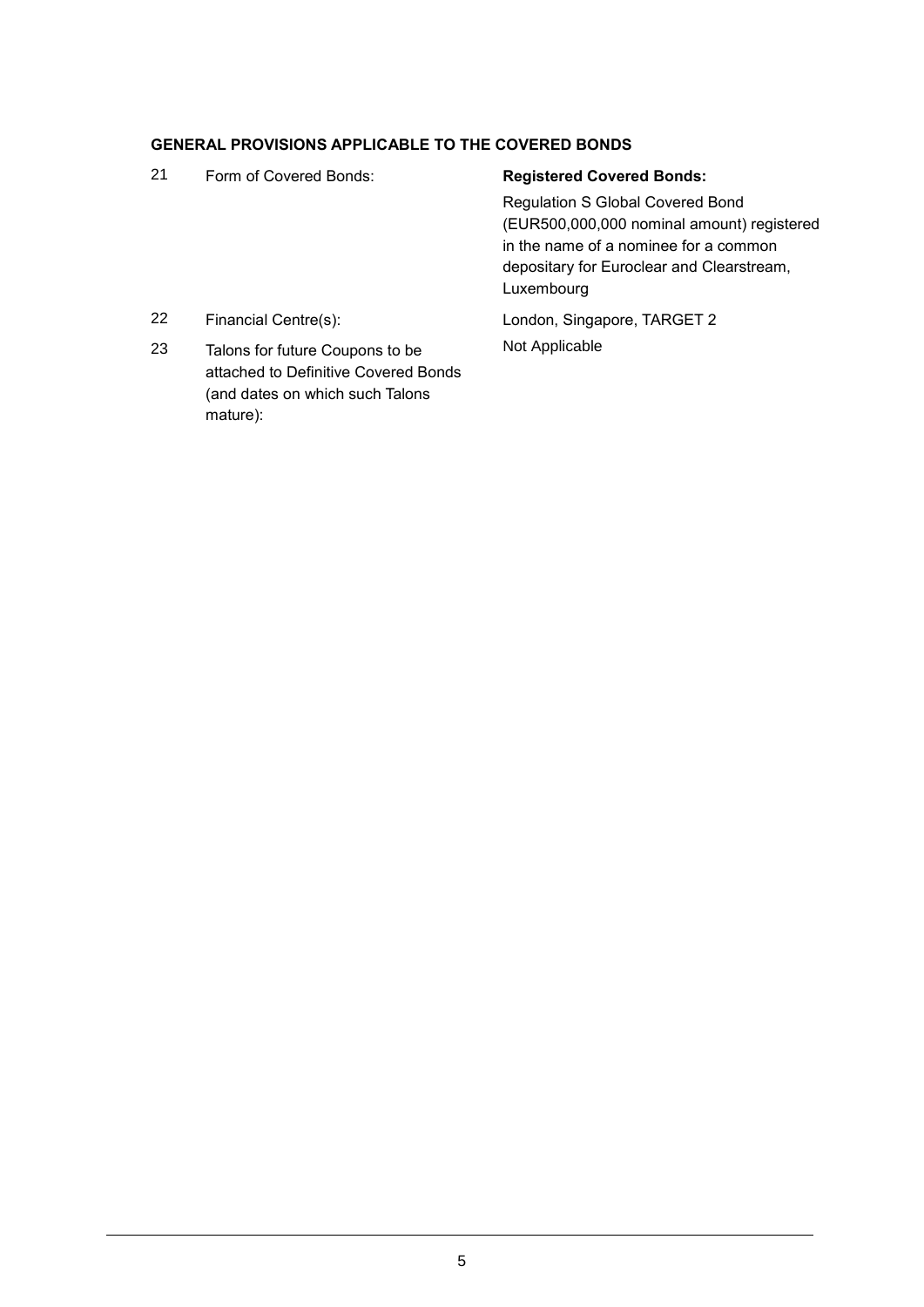**GENERAL PROVISIONS APPLICABLE TO THE COVERED BONDS**

| | | |
|---|---|---|
| 21 | Form of Covered Bonds: | **Registered Covered Bonds:**<br>Regulation S Global Covered Bond (EUR500,000,000 nominal amount) registered in the name of a nominee for a common depositary for Euroclear and Clearstream, Luxembourg |
| 22 | Financial Centre(s): | London, Singapore, TARGET 2 |
| 23 | Talons for future Coupons to be attached to Definitive Covered Bonds (and dates on which such Talons mature): | Not Applicable |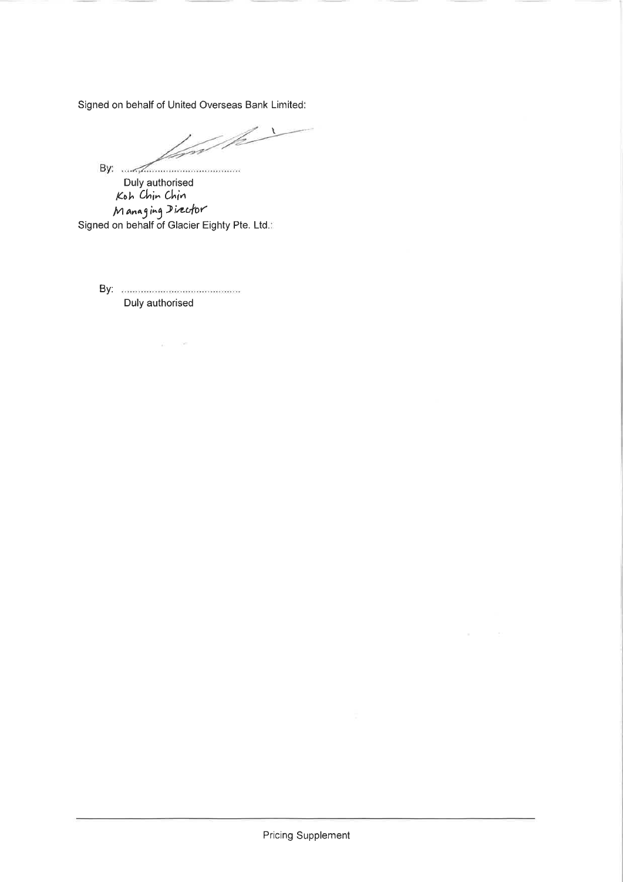Signed on behalf of United Overseas Bank Limited:

By: ......................................

Duly authorised

Koh Chin Chin

Managing Director

Signed on behalf of Glacier Eighty Pte. Ltd.:

By: ......................................

Duly authorised

Pricing Supplement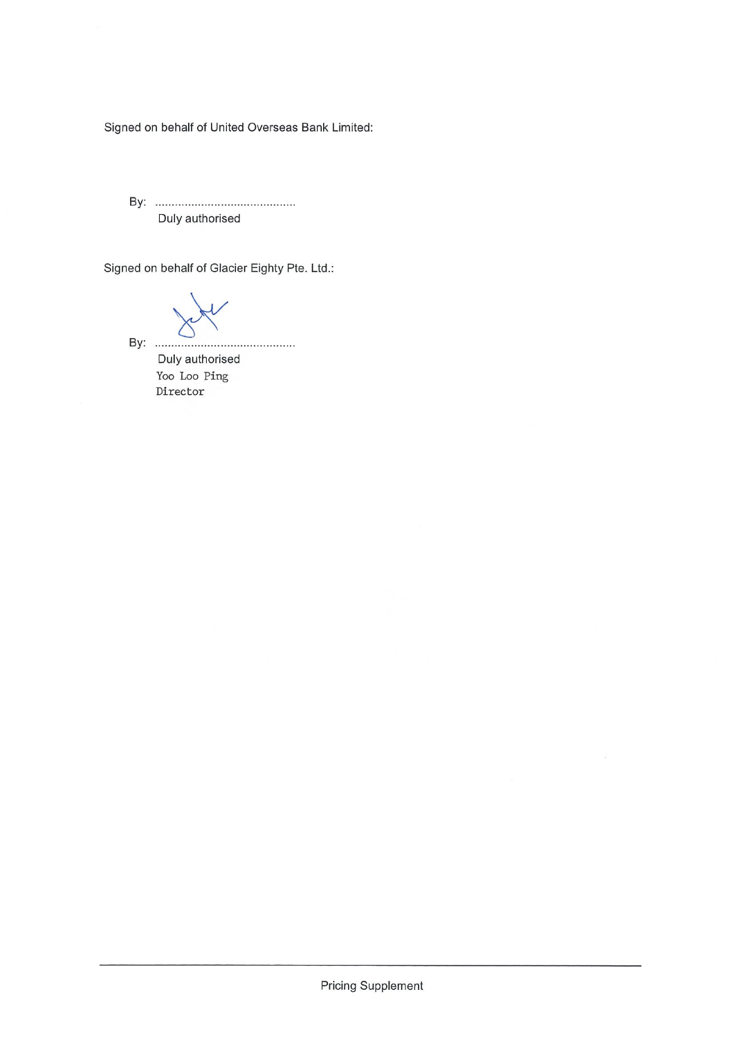Signed on behalf of United Overseas Bank Limited:

By: ..........................................

Duly authorised

Signed on behalf of Glacier Eighty Pte. Ltd.:

By: ..........................................

Duly authorised

Yoo Loo Ping

Director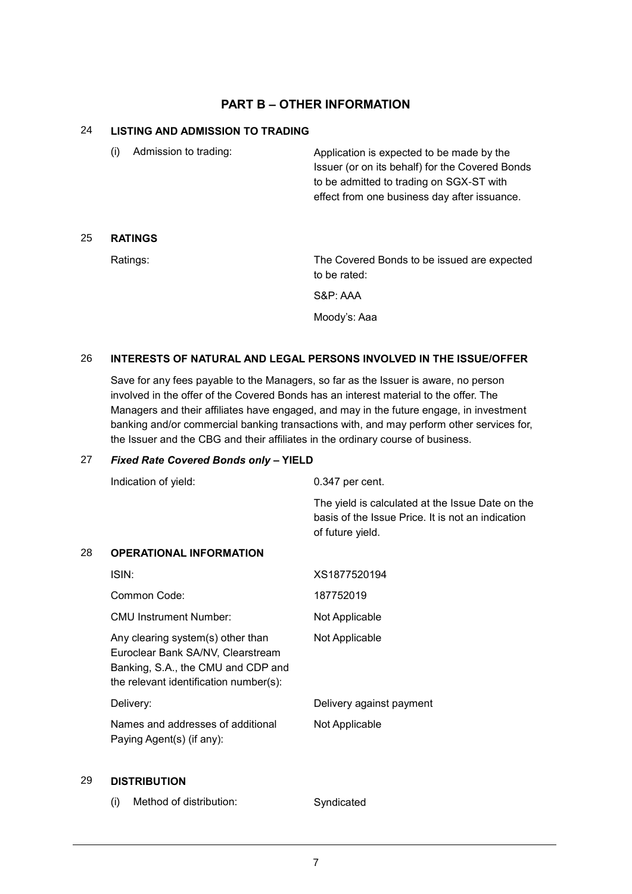# PART B – OTHER INFORMATION

## 24 LISTING AND ADMISSION TO TRADING

| | |
|---|---|
| (i) Admission to trading: | Application is expected to be made by the Issuer (or on its behalf) for the Covered Bonds to be admitted to trading on SGX-ST with effect from one business day after issuance. |

## 25 RATINGS

| | |
|---|---|
| Ratings: | The Covered Bonds to be issued are expected to be rated:<br>S&P: AAA<br>Moody's: Aaa |

## 26 INTERESTS OF NATURAL AND LEGAL PERSONS INVOLVED IN THE ISSUE/OFFER

Save for any fees payable to the Managers, so far as the Issuer is aware, no person involved in the offer of the Covered Bonds has an interest material to the offer. The Managers and their affiliates have engaged, and may in the future engage, in investment banking and/or commercial banking transactions with, and may perform other services for, the Issuer and the CBG and their affiliates in the ordinary course of business.

## 27 *Fixed Rate Covered Bonds only* – YIELD

| | |
|---|---|
| Indication of yield: | 0.347 per cent.<br>The yield is calculated at the Issue Date on the basis of the Issue Price. It is not an indication of future yield. |

## 28 OPERATIONAL INFORMATION

| | |
|---|---|
| ISIN: | XS1877520194 |
| Common Code: | 187752019 |
| CMU Instrument Number: | Not Applicable |
| Any clearing system(s) other than Euroclear Bank SA/NV, Clearstream Banking, S.A., the CMU and CDP and the relevant identification number(s): | Not Applicable |
| Delivery: | Delivery against payment |
| Names and addresses of additional Paying Agent(s) (if any): | Not Applicable |

## 29 DISTRIBUTION

| | |
|---|---|
| (i) Method of distribution: | Syndicated |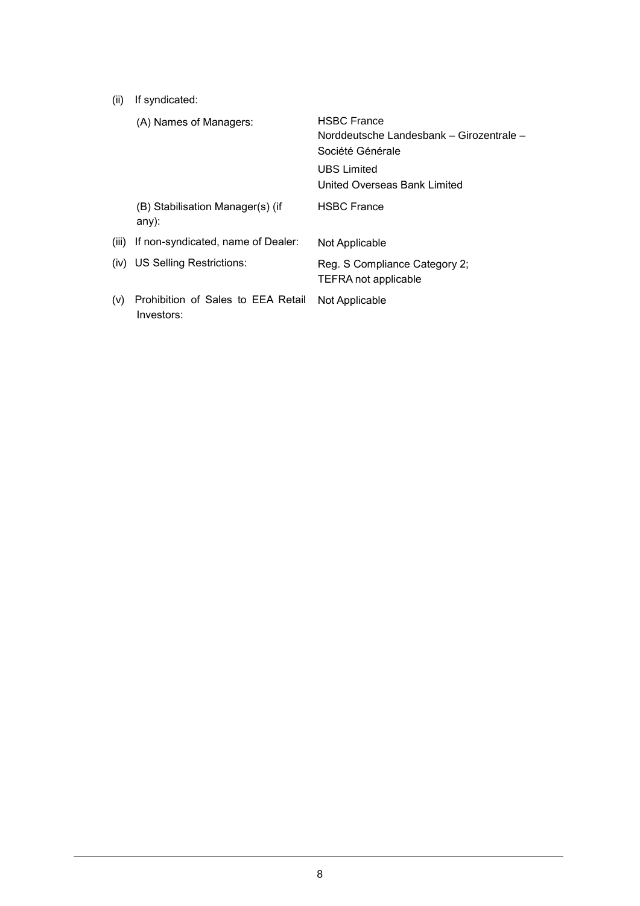| | | |
|---|---|---|
| (ii) | If syndicated: | |
| | (A) Names of Managers: | HSBC France<br>Norddeutsche Landesbank – Girozentrale –<br>Société Générale<br>UBS Limited<br>United Overseas Bank Limited |
| | (B) Stabilisation Manager(s) (if any): | HSBC France |
| (iii) | If non-syndicated, name of Dealer: | Not Applicable |
| (iv) | US Selling Restrictions: | Reg. S Compliance Category 2;<br>TEFRA not applicable |
| (v) | Prohibition of Sales to EEA Retail Investors: | Not Applicable |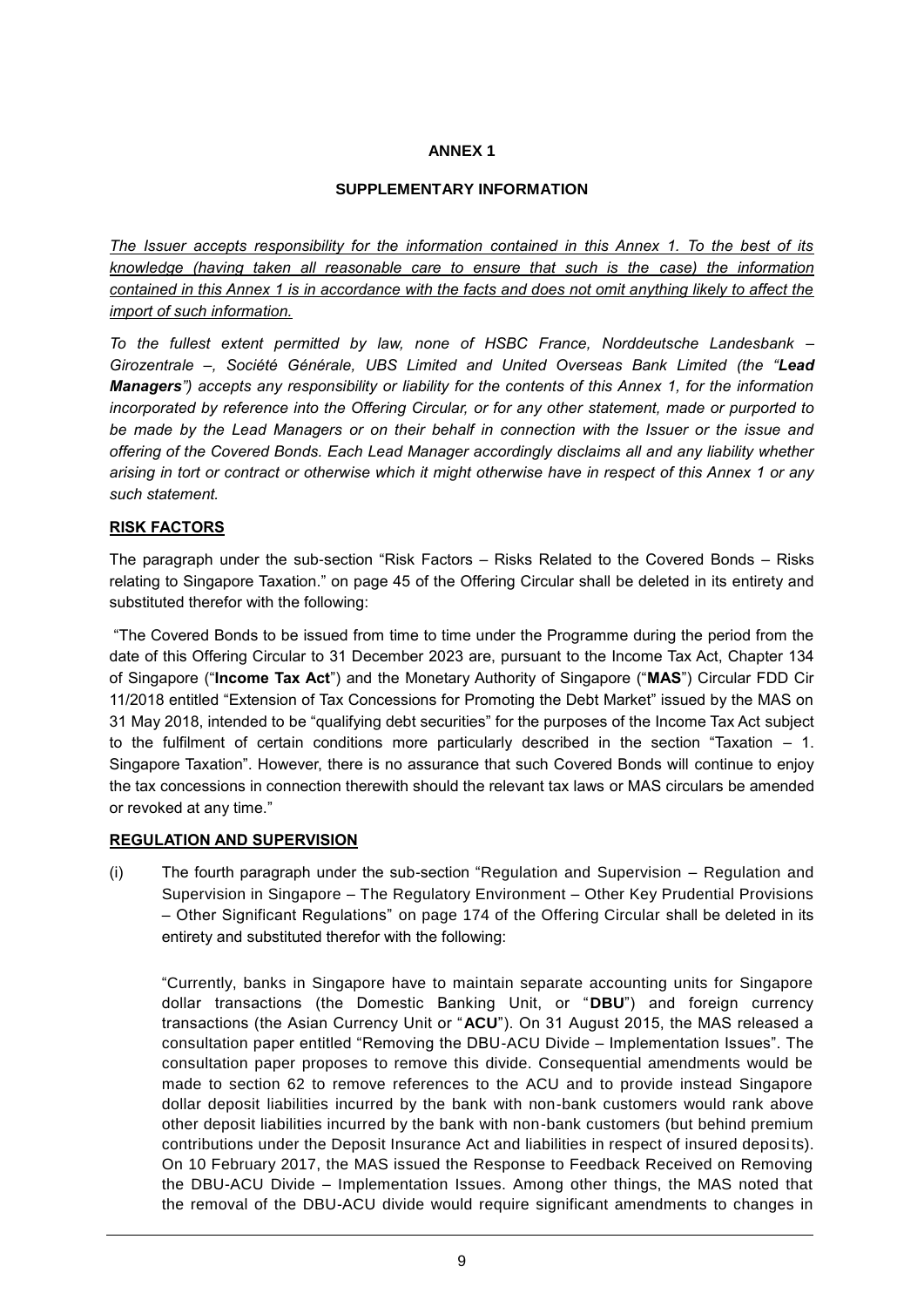**ANNEX 1**

**SUPPLEMENTARY INFORMATION**

*The Issuer accepts responsibility for the information contained in this Annex 1. To the best of its knowledge (having taken all reasonable care to ensure that such is the case) the information contained in this Annex 1 is in accordance with the facts and does not omit anything likely to affect the import of such information.*

*To the fullest extent permitted by law, none of HSBC France, Norddeutsche Landesbank – Girozentrale –, Société Générale, UBS Limited and United Overseas Bank Limited (the "**Lead Managers**") accepts any responsibility or liability for the contents of this Annex 1, for the information incorporated by reference into the Offering Circular, or for any other statement, made or purported to be made by the Lead Managers or on their behalf in connection with the Issuer or the issue and offering of the Covered Bonds. Each Lead Manager accordingly disclaims all and any liability whether arising in tort or contract or otherwise which it might otherwise have in respect of this Annex 1 or any such statement.*

**RISK FACTORS**

The paragraph under the sub-section "Risk Factors – Risks Related to the Covered Bonds – Risks relating to Singapore Taxation." on page 45 of the Offering Circular shall be deleted in its entirety and substituted therefor with the following:

"The Covered Bonds to be issued from time to time under the Programme during the period from the date of this Offering Circular to 31 December 2023 are, pursuant to the Income Tax Act, Chapter 134 of Singapore ("**Income Tax Act**") and the Monetary Authority of Singapore ("**MAS**") Circular FDD Cir 11/2018 entitled "Extension of Tax Concessions for Promoting the Debt Market" issued by the MAS on 31 May 2018, intended to be "qualifying debt securities" for the purposes of the Income Tax Act subject to the fulfilment of certain conditions more particularly described in the section "Taxation – 1. Singapore Taxation". However, there is no assurance that such Covered Bonds will continue to enjoy the tax concessions in connection therewith should the relevant tax laws or MAS circulars be amended or revoked at any time."

**REGULATION AND SUPERVISION**

(i) The fourth paragraph under the sub-section "Regulation and Supervision – Regulation and Supervision in Singapore – The Regulatory Environment – Other Key Prudential Provisions – Other Significant Regulations" on page 174 of the Offering Circular shall be deleted in its entirety and substituted therefor with the following:

"Currently, banks in Singapore have to maintain separate accounting units for Singapore dollar transactions (the Domestic Banking Unit, or "**DBU**") and foreign currency transactions (the Asian Currency Unit or "**ACU**"). On 31 August 2015, the MAS released a consultation paper entitled "Removing the DBU-ACU Divide – Implementation Issues". The consultation paper proposes to remove this divide. Consequential amendments would be made to section 62 to remove references to the ACU and to provide instead Singapore dollar deposit liabilities incurred by the bank with non-bank customers would rank above other deposit liabilities incurred by the bank with non-bank customers (but behind premium contributions under the Deposit Insurance Act and liabilities in respect of insured deposits). On 10 February 2017, the MAS issued the Response to Feedback Received on Removing the DBU-ACU Divide – Implementation Issues. Among other things, the MAS noted that the removal of the DBU-ACU divide would require significant amendments to changes in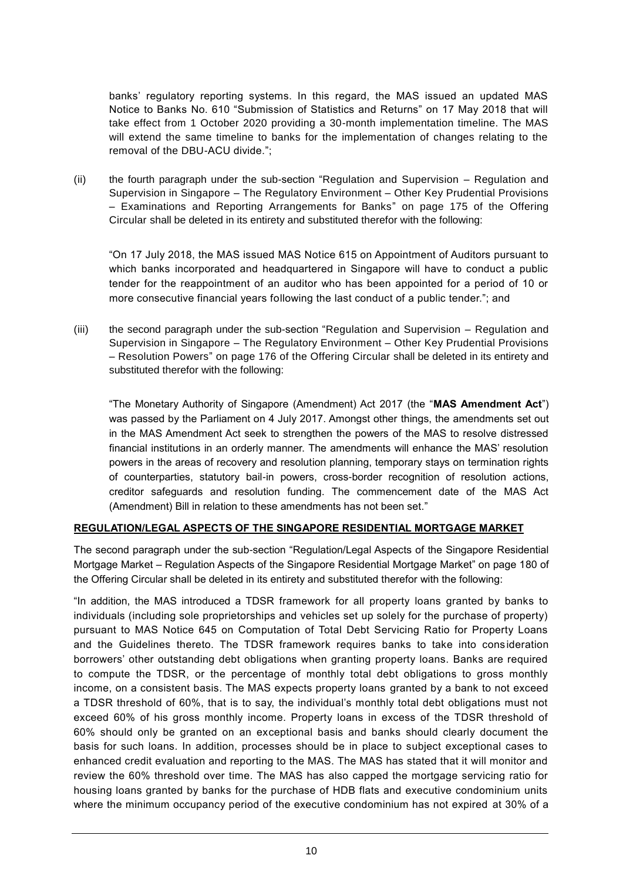banks' regulatory reporting systems. In this regard, the MAS issued an updated MAS Notice to Banks No. 610 "Submission of Statistics and Returns" on 17 May 2018 that will take effect from 1 October 2020 providing a 30-month implementation timeline. The MAS will extend the same timeline to banks for the implementation of changes relating to the removal of the DBU-ACU divide.";

(ii) the fourth paragraph under the sub-section "Regulation and Supervision – Regulation and Supervision in Singapore – The Regulatory Environment – Other Key Prudential Provisions – Examinations and Reporting Arrangements for Banks" on page 175 of the Offering Circular shall be deleted in its entirety and substituted therefor with the following:

"On 17 July 2018, the MAS issued MAS Notice 615 on Appointment of Auditors pursuant to which banks incorporated and headquartered in Singapore will have to conduct a public tender for the reappointment of an auditor who has been appointed for a period of 10 or more consecutive financial years following the last conduct of a public tender."; and

(iii) the second paragraph under the sub-section "Regulation and Supervision – Regulation and Supervision in Singapore – The Regulatory Environment – Other Key Prudential Provisions – Resolution Powers" on page 176 of the Offering Circular shall be deleted in its entirety and substituted therefor with the following:

"The Monetary Authority of Singapore (Amendment) Act 2017 (the "**MAS Amendment Act**") was passed by the Parliament on 4 July 2017. Amongst other things, the amendments set out in the MAS Amendment Act seek to strengthen the powers of the MAS to resolve distressed financial institutions in an orderly manner. The amendments will enhance the MAS' resolution powers in the areas of recovery and resolution planning, temporary stays on termination rights of counterparties, statutory bail-in powers, cross-border recognition of resolution actions, creditor safeguards and resolution funding. The commencement date of the MAS Act (Amendment) Bill in relation to these amendments has not been set."

**REGULATION/LEGAL ASPECTS OF THE SINGAPORE RESIDENTIAL MORTGAGE MARKET**

The second paragraph under the sub-section "Regulation/Legal Aspects of the Singapore Residential Mortgage Market – Regulation Aspects of the Singapore Residential Mortgage Market" on page 180 of the Offering Circular shall be deleted in its entirety and substituted therefor with the following:

"In addition, the MAS introduced a TDSR framework for all property loans granted by banks to individuals (including sole proprietorships and vehicles set up solely for the purchase of property) pursuant to MAS Notice 645 on Computation of Total Debt Servicing Ratio for Property Loans and the Guidelines thereto. The TDSR framework requires banks to take into consideration borrowers' other outstanding debt obligations when granting property loans. Banks are required to compute the TDSR, or the percentage of monthly total debt obligations to gross monthly income, on a consistent basis. The MAS expects property loans granted by a bank to not exceed a TDSR threshold of 60%, that is to say, the individual's monthly total debt obligations must not exceed 60% of his gross monthly income. Property loans in excess of the TDSR threshold of 60% should only be granted on an exceptional basis and banks should clearly document the basis for such loans. In addition, processes should be in place to subject exceptional cases to enhanced credit evaluation and reporting to the MAS. The MAS has stated that it will monitor and review the 60% threshold over time. The MAS has also capped the mortgage servicing ratio for housing loans granted by banks for the purchase of HDB flats and executive condominium units where the minimum occupancy period of the executive condominium has not expired at 30% of a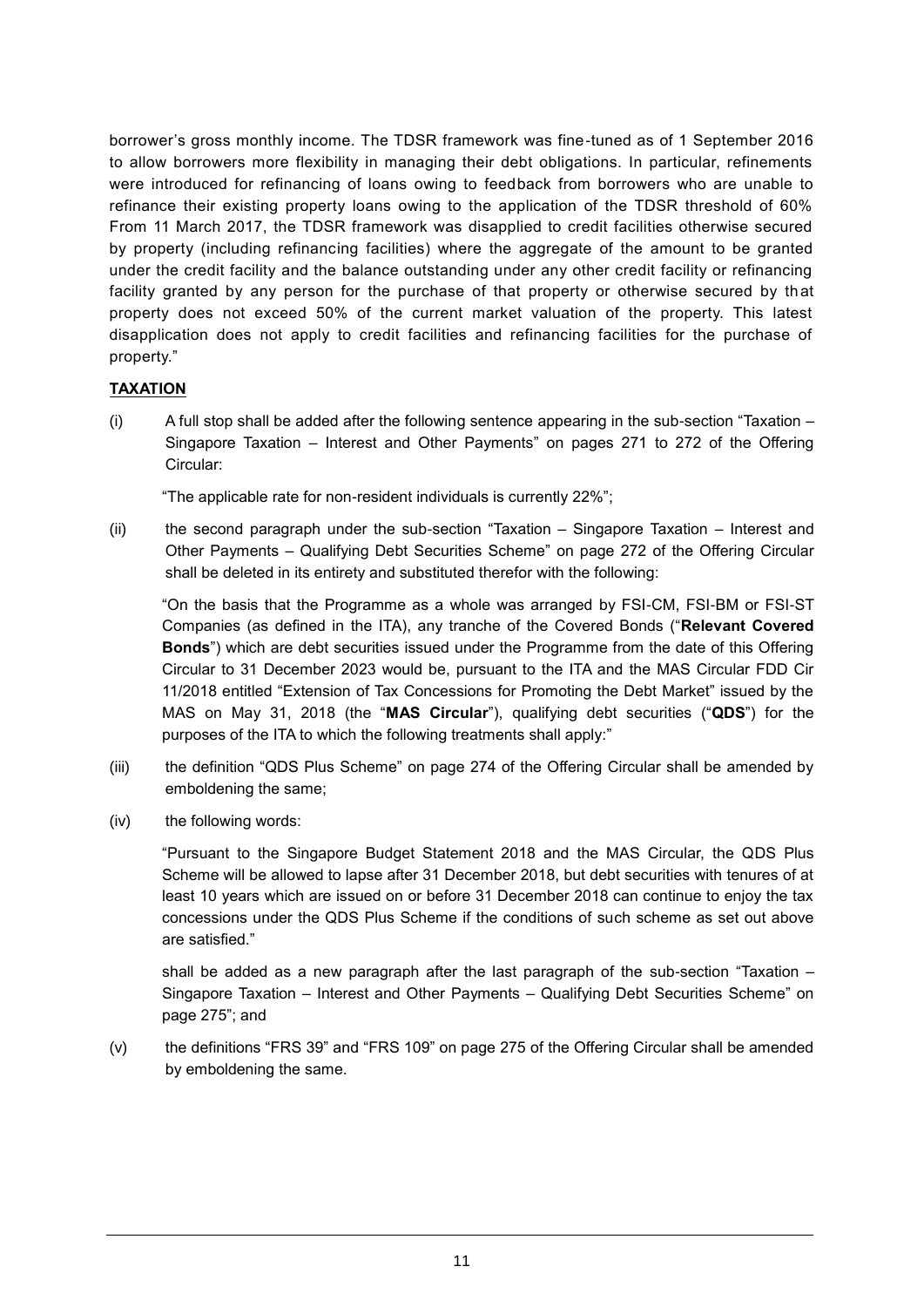borrower's gross monthly income. The TDSR framework was fine-tuned as of 1 September 2016 to allow borrowers more flexibility in managing their debt obligations. In particular, refinements were introduced for refinancing of loans owing to feedback from borrowers who are unable to refinance their existing property loans owing to the application of the TDSR threshold of 60% From 11 March 2017, the TDSR framework was disapplied to credit facilities otherwise secured by property (including refinancing facilities) where the aggregate of the amount to be granted under the credit facility and the balance outstanding under any other credit facility or refinancing facility granted by any person for the purchase of that property or otherwise secured by that property does not exceed 50% of the current market valuation of the property. This latest disapplication does not apply to credit facilities and refinancing facilities for the purchase of property."

**TAXATION**

(i) A full stop shall be added after the following sentence appearing in the sub-section "Taxation – Singapore Taxation – Interest and Other Payments" on pages 271 to 272 of the Offering Circular:

"The applicable rate for non-resident individuals is currently 22%";

(ii) the second paragraph under the sub-section "Taxation – Singapore Taxation – Interest and Other Payments – Qualifying Debt Securities Scheme" on page 272 of the Offering Circular shall be deleted in its entirety and substituted therefor with the following:

"On the basis that the Programme as a whole was arranged by FSI-CM, FSI-BM or FSI-ST Companies (as defined in the ITA), any tranche of the Covered Bonds ("**Relevant Covered Bonds**") which are debt securities issued under the Programme from the date of this Offering Circular to 31 December 2023 would be, pursuant to the ITA and the MAS Circular FDD Cir 11/2018 entitled "Extension of Tax Concessions for Promoting the Debt Market" issued by the MAS on May 31, 2018 (the "**MAS Circular**"), qualifying debt securities ("**QDS**") for the purposes of the ITA to which the following treatments shall apply:"

(iii) the definition "QDS Plus Scheme" on page 274 of the Offering Circular shall be amended by emboldening the same;

(iv) the following words:

"Pursuant to the Singapore Budget Statement 2018 and the MAS Circular, the QDS Plus Scheme will be allowed to lapse after 31 December 2018, but debt securities with tenures of at least 10 years which are issued on or before 31 December 2018 can continue to enjoy the tax concessions under the QDS Plus Scheme if the conditions of such scheme as set out above are satisfied."

shall be added as a new paragraph after the last paragraph of the sub-section "Taxation – Singapore Taxation – Interest and Other Payments – Qualifying Debt Securities Scheme" on page 275"; and

(v) the definitions "FRS 39" and "FRS 109" on page 275 of the Offering Circular shall be amended by emboldening the same.